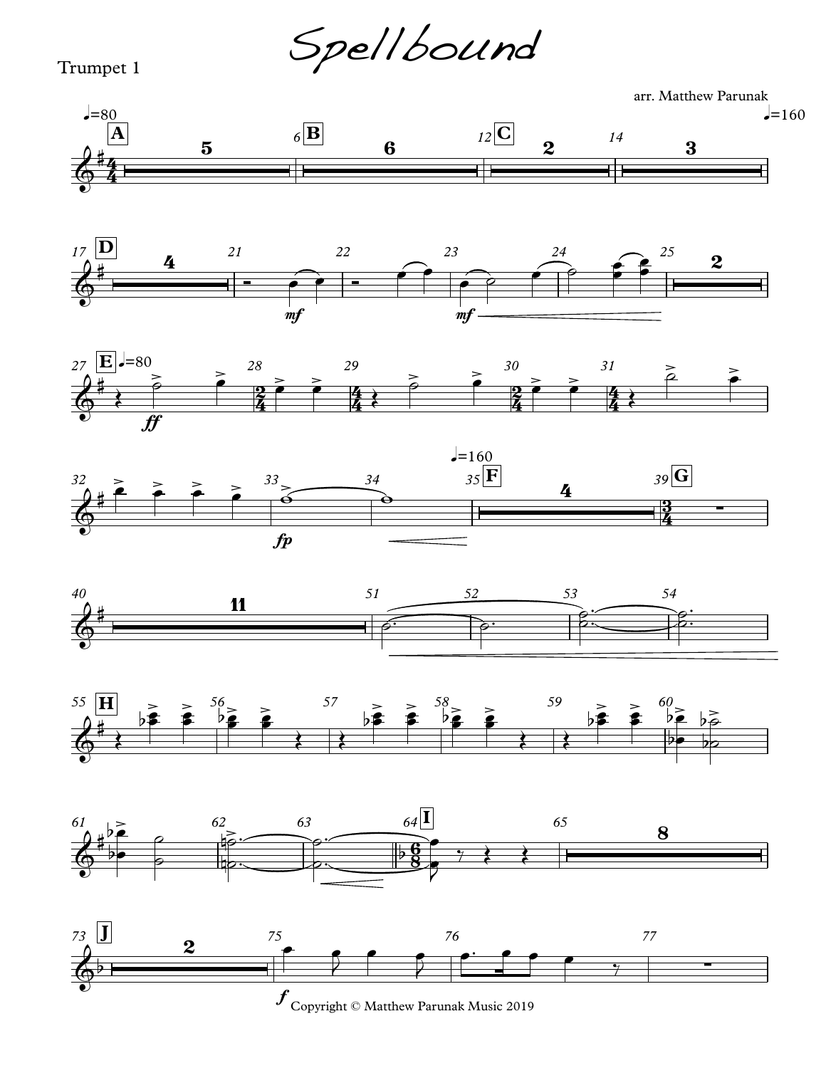Trumpet 1

# Spellbound

arr. Matthew Parunak

Copyright © Matthew Parunak Music 2019